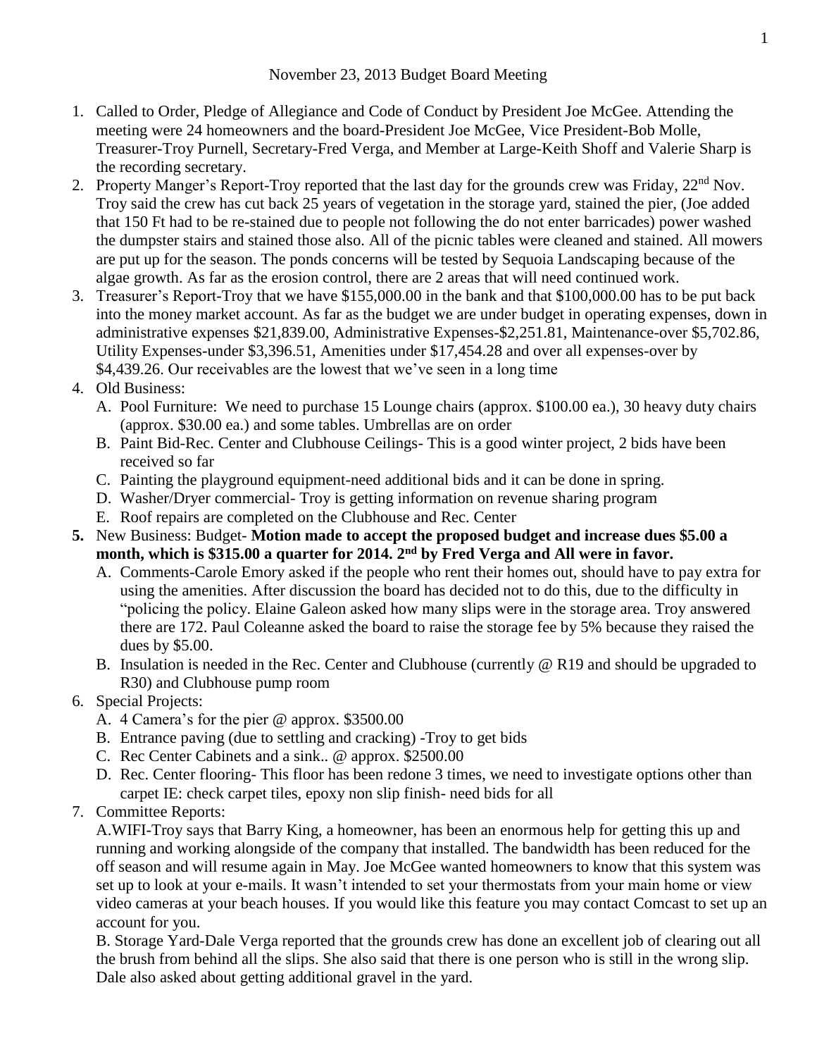November 23, 2013 Budget Board Meeting

1. Called to Order, Pledge of Allegiance and Code of Conduct by President Joe McGee. Attending the meeting were 24 homeowners and the board-President Joe McGee, Vice President-Bob Molle, Treasurer-Troy Purnell, Secretary-Fred Verga, and Member at Large-Keith Shoff and Valerie Sharp is the recording secretary.
2. Property Manger's Report-Troy reported that the last day for the grounds crew was Friday, 22nd Nov. Troy said the crew has cut back 25 years of vegetation in the storage yard, stained the pier, (Joe added that 150 Ft had to be re-stained due to people not following the do not enter barricades) power washed the dumpster stairs and stained those also. All of the picnic tables were cleaned and stained. All mowers are put up for the season. The ponds concerns will be tested by Sequoia Landscaping because of the algae growth. As far as the erosion control, there are 2 areas that will need continued work.
3. Treasurer's Report-Troy that we have $155,000.00 in the bank and that $100,000.00 has to be put back into the money market account. As far as the budget we are under budget in operating expenses, down in administrative expenses $21,839.00, Administrative Expenses-$2,251.81, Maintenance-over $5,702.86, Utility Expenses-under $3,396.51, Amenities under $17,454.28 and over all expenses-over by $4,439.26. Our receivables are the lowest that we've seen in a long time
4. Old Business:
   A. Pool Furniture: We need to purchase 15 Lounge chairs (approx. $100.00 ea.), 30 heavy duty chairs (approx. $30.00 ea.) and some tables. Umbrellas are on order
   B. Paint Bid-Rec. Center and Clubhouse Ceilings- This is a good winter project, 2 bids have been received so far
   C. Painting the playground equipment-need additional bids and it can be done in spring.
   D. Washer/Dryer commercial- Troy is getting information on revenue sharing program
   E. Roof repairs are completed on the Clubhouse and Rec. Center
5. New Business: Budget- **Motion made to accept the proposed budget and increase dues $5.00 a month, which is $315.00 a quarter for 2014. 2nd by Fred Verga and All were in favor.**
   A. Comments-Carole Emory asked if the people who rent their homes out, should have to pay extra for using the amenities. After discussion the board has decided not to do this, due to the difficulty in "policing the policy. Elaine Galeon asked how many slips were in the storage area. Troy answered there are 172. Paul Coleanne asked the board to raise the storage fee by 5% because they raised the dues by $5.00.
   B. Insulation is needed in the Rec. Center and Clubhouse (currently @ R19 and should be upgraded to R30) and Clubhouse pump room
6. Special Projects:
   A. 4 Camera's for the pier @ approx. $3500.00
   B. Entrance paving (due to settling and cracking) -Troy to get bids
   C. Rec Center Cabinets and a sink.. @ approx. $2500.00
   D. Rec. Center flooring- This floor has been redone 3 times, we need to investigate options other than carpet IE: check carpet tiles, epoxy non slip finish- need bids for all
7. Committee Reports:

   A.WIFI-Troy says that Barry King, a homeowner, has been an enormous help for getting this up and running and working alongside of the company that installed. The bandwidth has been reduced for the off season and will resume again in May. Joe McGee wanted homeowners to know that this system was set up to look at your e-mails. It wasn't intended to set your thermostats from your main home or view video cameras at your beach houses. If you would like this feature you may contact Comcast to set up an account for you.

   B. Storage Yard-Dale Verga reported that the grounds crew has done an excellent job of clearing out all the brush from behind all the slips. She also said that there is one person who is still in the wrong slip. Dale also asked about getting additional gravel in the yard.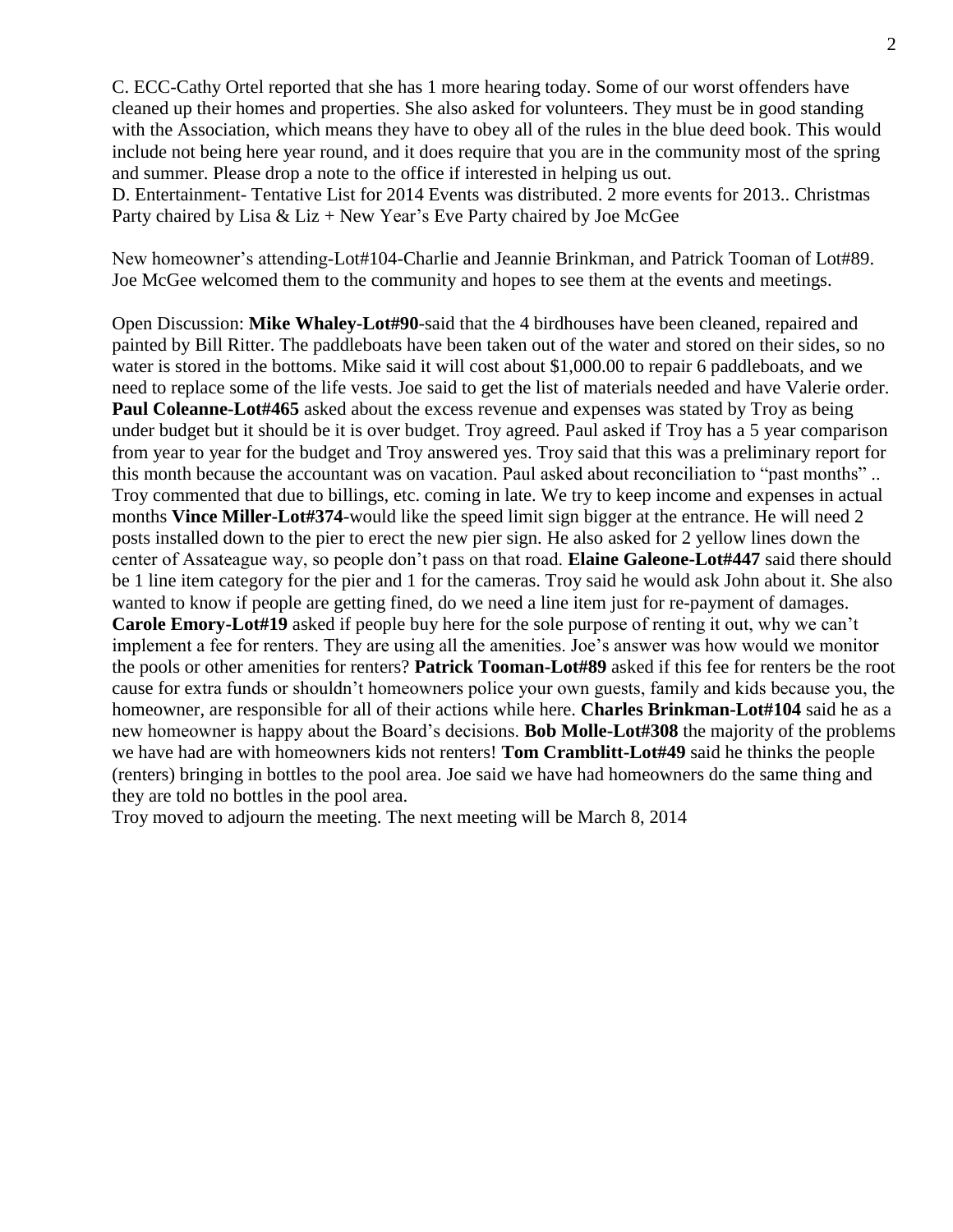C. ECC-Cathy Ortel reported that she has 1 more hearing today. Some of our worst offenders have cleaned up their homes and properties. She also asked for volunteers. They must be in good standing with the Association, which means they have to obey all of the rules in the blue deed book. This would include not being here year round, and it does require that you are in the community most of the spring and summer. Please drop a note to the office if interested in helping us out.
D. Entertainment- Tentative List for 2014 Events was distributed. 2 more events for 2013.. Christmas Party chaired by Lisa & Liz + New Year's Eve Party chaired by Joe McGee

New homeowner's attending-Lot#104-Charlie and Jeannie Brinkman, and Patrick Tooman of Lot#89. Joe McGee welcomed them to the community and hopes to see them at the events and meetings.

Open Discussion: **Mike Whaley-Lot#90**-said that the 4 birdhouses have been cleaned, repaired and painted by Bill Ritter. The paddleboats have been taken out of the water and stored on their sides, so no water is stored in the bottoms. Mike said it will cost about $1,000.00 to repair 6 paddleboats, and we need to replace some of the life vests. Joe said to get the list of materials needed and have Valerie order. **Paul Coleanne-Lot#465** asked about the excess revenue and expenses was stated by Troy as being under budget but it should be it is over budget. Troy agreed. Paul asked if Troy has a 5 year comparison from year to year for the budget and Troy answered yes. Troy said that this was a preliminary report for this month because the accountant was on vacation. Paul asked about reconciliation to "past months" .. Troy commented that due to billings, etc. coming in late. We try to keep income and expenses in actual months **Vince Miller-Lot#374**-would like the speed limit sign bigger at the entrance. He will need 2 posts installed down to the pier to erect the new pier sign. He also asked for 2 yellow lines down the center of Assateague way, so people don't pass on that road. **Elaine Galeone-Lot#447** said there should be 1 line item category for the pier and 1 for the cameras. Troy said he would ask John about it. She also wanted to know if people are getting fined, do we need a line item just for re-payment of damages. **Carole Emory-Lot#19** asked if people buy here for the sole purpose of renting it out, why we can't implement a fee for renters. They are using all the amenities. Joe's answer was how would we monitor the pools or other amenities for renters? **Patrick Tooman-Lot#89** asked if this fee for renters be the root cause for extra funds or shouldn't homeowners police your own guests, family and kids because you, the homeowner, are responsible for all of their actions while here. **Charles Brinkman-Lot#104** said he as a new homeowner is happy about the Board's decisions. **Bob Molle-Lot#308** the majority of the problems we have had are with homeowners kids not renters! **Tom Cramblitt-Lot#49** said he thinks the people (renters) bringing in bottles to the pool area. Joe said we have had homeowners do the same thing and they are told no bottles in the pool area.
Troy moved to adjourn the meeting. The next meeting will be March 8, 2014